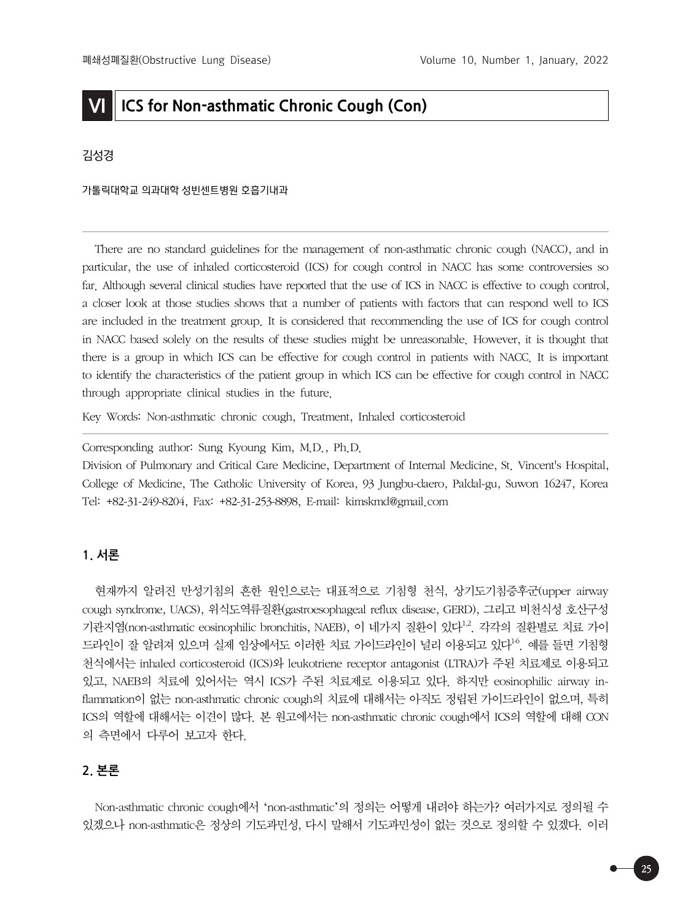# VI ICS for Non-asthmatic Chronic Cough (Con)

김성경

가톨릭대학교 의과대학 성빈센트병원 호흡기내과

There are no standard guidelines for the management of non-asthmatic chronic cough (NACC), and in particular, the use of inhaled corticosteroid (ICS) for cough control in NACC has some controversies so far. Although several clinical studies have reported that the use of ICS in NACC is effective to cough control, a closer look at those studies shows that a number of patients with factors that can respond well to ICS are included in the treatment group. It is considered that recommending the use of ICS for cough control in NACC based solely on the results of these studies might be unreasonable. However, it is thought that there is a group in which ICS can be effective for cough control in patients with NACC. It is important to identify the characteristics of the patient group in which ICS can be effective for cough control in NACC through appropriate clinical studies in the future.

Key Words: Non-asthmatic chronic cough, Treatment, Inhaled corticosteroid

Corresponding author: Sung Kyoung Kim, M.D., Ph.D.
Division of Pulmonary and Critical Care Medicine, Department of Internal Medicine, St. Vincent's Hospital, College of Medicine, The Catholic University of Korea, 93 Jungbu-daero, Paldal-gu, Suwon 16247, Korea
Tel: +82-31-249-8204, Fax: +82-31-253-8898, E-mail: kimskmd@gmail.com

## 1. 서론

현재까지 알려진 만성기침의 흔한 원인으로는 대표적으로 기침형 천식, 상기도기침증후군(upper airway cough syndrome, UACS), 위식도역류질환(gastroesophageal reflux disease, GERD), 그리고 비천식성 호산구성 기관지염(non-asthmatic eosinophilic bronchitis, NAEB), 이 네가지 질환이 있다[1,2]. 각각의 질환별로 치료 가이드라인이 잘 알려져 있으며 실제 임상에서도 이러한 치료 가이드라인이 널리 이용되고 있다[1-6]. 예를 들면 기침형 천식에서는 inhaled corticosteroid (ICS)와 leukotriene receptor antagonist (LTRA)가 주된 치료제로 이용되고 있고, NAEB의 치료에 있어서는 역시 ICS가 주된 치료제로 이용되고 있다. 하지만 eosinophilic airway inflammation이 없는 non-asthmatic chronic cough의 치료에 대해서는 아직도 정립된 가이드라인이 없으며, 특히 ICS의 역할에 대해서는 이견이 많다. 본 원고에서는 non-asthmatic chronic cough에서 ICS의 역할에 대해 CON의 측면에서 다루어 보고자 한다.

## 2. 본론

Non-asthmatic chronic cough에서 'non-asthmatic'의 정의는 어떻게 내려야 하는가? 여러가지로 정의될 수 있겠으나 non-asthmatic은 정상의 기도과민성, 다시 말해서 기도과민성이 없는 것으로 정의할 수 있겠다. 이러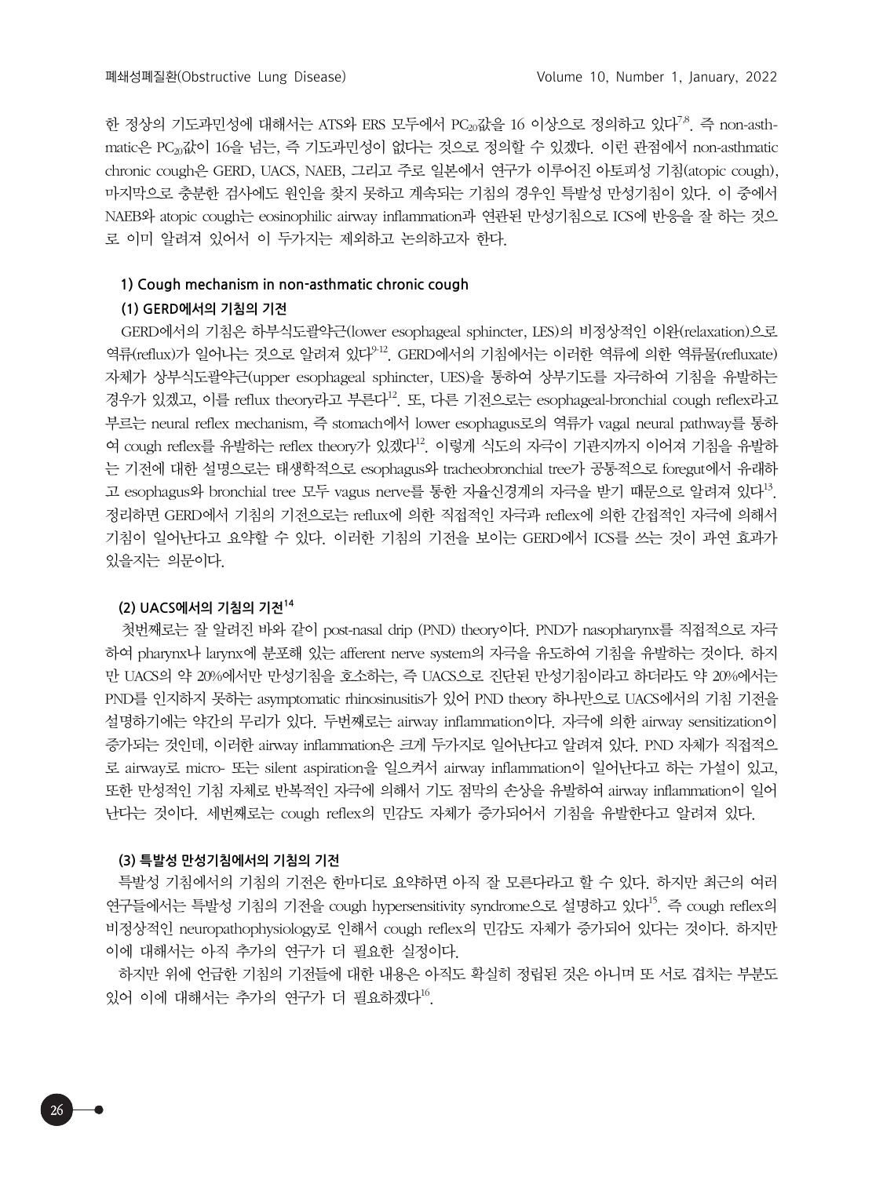한 정상의 기도과민성에 대해서는 ATS와 ERS 모두에서 $PC_{20}$값을 16 이상으로 정의하고 있다[7,8]. 즉 non-asthmatic은 $PC_{20}$값이 16을 넘는, 즉 기도과민성이 없다는 것으로 정의할 수 있겠다. 이런 관점에서 non-asthmatic chronic cough은 GERD, UACS, NAEB, 그리고 주로 일본에서 연구가 이루어진 아토피성 기침(atopic cough), 마지막으로 충분한 검사에도 원인을 찾지 못하고 계속되는 기침의 경우인 특발성 만성기침이 있다. 이 중에서 NAEB와 atopic cough는 eosinophilic airway inflammation과 연관된 만성기침으로 ICS에 반응을 잘 하는 것으로 이미 알려져 있어서 이 두가지는 제외하고 논의하고자 한다.

### 1) Cough mechanism in non-asthmatic chronic cough

#### (1) GERD에서의 기침의 기전

GERD에서의 기침은 하부식도괄약근(lower esophageal sphincter, LES)의 비정상적인 이완(relaxation)으로 역류(reflux)가 일어나는 것으로 알려져 있다[9-12]. GERD에서의 기침에서는 이러한 역류에 의한 역류물(refluxate) 자체가 상부식도괄약근(upper esophageal sphincter, UES)을 통하여 상부기도를 자극하여 기침을 유발하는 경우가 있겠고, 이를 reflux theory라고 부른다[12]. 또, 다른 기전으로는 esophageal-bronchial cough reflex라고 부르는 neural reflex mechanism, 즉 stomach에서 lower esophagus로의 역류가 vagal neural pathway를 통하여 cough reflex를 유발하는 reflex theory가 있겠다[12]. 이렇게 식도의 자극이 기관지까지 이어져 기침을 유발하는 기전에 대한 설명으로는 태생학적으로 esophagus와 tracheobronchial tree가 공통적으로 foregut에서 유래하고 esophagus와 bronchial tree 모두 vagus nerve를 통한 자율신경계의 자극을 받기 때문으로 알려져 있다[13]. 정리하면 GERD에서 기침의 기전으로는 reflux에 의한 직접적인 자극과 reflex에 의한 간접적인 자극에 의해서 기침이 일어난다고 요약할 수 있다. 이러한 기침의 기전을 보이는 GERD에서 ICS를 쓰는 것이 과연 효과가 있을지는 의문이다.

#### (2) UACS에서의 기침의 기전[14]

첫번째로는 잘 알려진 바와 같이 post-nasal drip (PND) theory이다. PND가 nasopharynx를 직접적으로 자극하여 pharynx나 larynx에 분포해 있는 afferent nerve system의 자극을 유도하여 기침을 유발하는 것이다. 하지만 UACS의 약 20%에서만 만성기침을 호소하는, 즉 UACS으로 진단된 만성기침이라고 하더라도 약 20%에서는 PND를 인지하지 못하는 asymptomatic rhinosinusitis가 있어 PND theory 하나만으로 UACS에서의 기침 기전을 설명하기에는 약간의 무리가 있다. 두번째로는 airway inflammation이다. 자극에 의한 airway sensitization이 증가되는 것인데, 이러한 airway inflammation은 크게 두가지로 일어난다고 알려져 있다. PND 자체가 직접적으로 airway로 micro- 또는 silent aspiration을 일으켜서 airway inflammation이 일어난다고 하는 가설이 있고, 또한 만성적인 기침 자체로 반복적인 자극에 의해서 기도 점막의 손상을 유발하여 airway inflammation이 일어난다는 것이다. 세번째로는 cough reflex의 민감도 자체가 증가되어서 기침을 유발한다고 알려져 있다.

#### (3) 특발성 만성기침에서의 기침의 기전

특발성 기침에서의 기침의 기전은 한마디로 요약하면 아직 잘 모른다라고 할 수 있다. 하지만 최근의 여러 연구들에서는 특발성 기침의 기전을 cough hypersensitivity syndrome으로 설명하고 있다[15]. 즉 cough reflex의 비정상적인 neuropathophysiology로 인해서 cough reflex의 민감도 자체가 증가되어 있다는 것이다. 하지만 이에 대해서는 아직 추가의 연구가 더 필요한 실정이다.

하지만 위에 언급한 기침의 기전들에 대한 내용은 아직도 확실히 정립된 것은 아니며 또 서로 겹치는 부분도 있어 이에 대해서는 추가의 연구가 더 필요하겠다[16].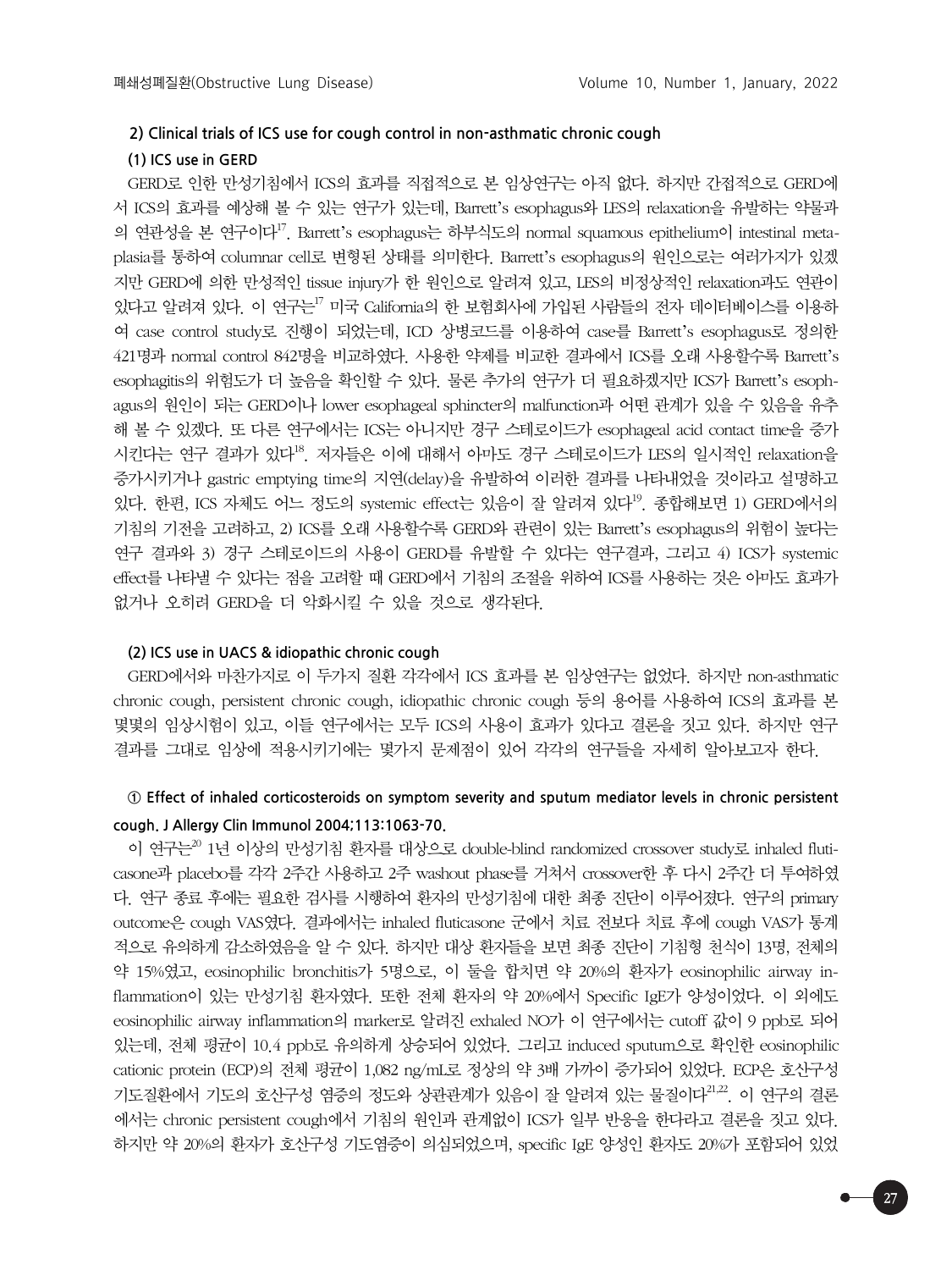### 2) Clinical trials of ICS use for cough control in non-asthmatic chronic cough

#### (1) ICS use in GERD

GERD로 인한 만성기침에서 ICS의 효과를 직접적으로 본 임상연구는 아직 없다. 하지만 간접적으로 GERD에서 ICS의 효과를 예상해 볼 수 있는 연구가 있는데, Barrett's esophagus와 LES의 relaxation을 유발하는 약물과의 연관성을 본 연구이다[17]. Barrett's esophagus는 하부식도의 normal squamous epithelium이 intestinal metaplasia를 통하여 columnar cell로 변형된 상태를 의미한다. Barrett's esophagus의 원인으로는 여러가지가 있겠지만 GERD에 의한 만성적인 tissue injury가 한 원인으로 알려져 있고, LES의 비정상적인 relaxation과도 연관이 있다고 알려져 있다. 이 연구는[17] 미국 California의 한 보험회사에 가입된 사람들의 전자 데이터베이스를 이용하여 case control study로 진행이 되었는데, ICD 상병코드를 이용하여 case를 Barrett's esophagus로 정의한 421명과 normal control 842명을 비교하였다. 사용한 약제를 비교한 결과에서 ICS를 오래 사용할수록 Barrett's esophagitis의 위험도가 더 높음을 확인할 수 있다. 물론 추가의 연구가 더 필요하겠지만 ICS가 Barrett's esophagus의 원인이 되는 GERD이나 lower esophageal sphincter의 malfunction과 어떤 관계가 있을 수 있음을 유추해 볼 수 있겠다. 또 다른 연구에서는 ICS는 아니지만 경구 스테로이드가 esophageal acid contact time을 증가시킨다는 연구 결과가 있다[18]. 저자들은 이에 대해서 아마도 경구 스테로이드가 LES의 일시적인 relaxation을 증가시키거나 gastric emptying time의 지연(delay)을 유발하여 이러한 결과를 나타내었을 것이라고 설명하고 있다. 한편, ICS 자체도 어느 정도의 systemic effect는 있음이 잘 알려져 있다[19]. 종합해보면 1) GERD에서의 기침의 기전을 고려하고, 2) ICS를 오래 사용할수록 GERD와 관련이 있는 Barrett's esophagus의 위험이 높다는 연구 결과와 3) 경구 스테로이드의 사용이 GERD를 유발할 수 있다는 연구결과, 그리고 4) ICS가 systemic effect를 나타낼 수 있다는 점을 고려할 때 GERD에서 기침의 조절을 위하여 ICS를 사용하는 것은 아마도 효과가 없거나 오히려 GERD을 더 악화시킬 수 있을 것으로 생각된다.

#### (2) ICS use in UACS & idiopathic chronic cough

GERD에서와 마찬가지로 이 두가지 질환 각각에서 ICS 효과를 본 임상연구는 없었다. 하지만 non-asthmatic chronic cough, persistent chronic cough, idiopathic chronic cough 등의 용어를 사용하여 ICS의 효과를 본 몇몇의 임상시험이 있고, 이들 연구에서는 모두 ICS의 사용이 효과가 있다고 결론을 짓고 있다. 하지만 연구 결과를 그대로 임상에 적용시키기에는 몇가지 문제점이 있어 각각의 연구들을 자세히 알아보고자 한다.

**① Effect of inhaled corticosteroids on symptom severity and sputum mediator levels in chronic persistent cough. J Allergy Clin Immunol 2004;113:1063-70.**

이 연구는[20] 1년 이상의 만성기침 환자를 대상으로 double-blind randomized crossover study로 inhaled fluticasone과 placebo를 각각 2주간 사용하고 2주 washout phase를 거쳐서 crossover한 후 다시 2주간 더 투여하였다. 연구 종료 후에는 필요한 검사를 시행하여 환자의 만성기침에 대한 최종 진단이 이루어졌다. 연구의 primary outcome은 cough VAS였다. 결과에서는 inhaled fluticasone 군에서 치료 전보다 치료 후에 cough VAS가 통계적으로 유의하게 감소하였음을 알 수 있다. 하지만 대상 환자들을 보면 최종 진단이 기침형 천식이 13명, 전체의 약 15%였고, eosinophilic bronchitis가 5명으로, 이 둘을 합치면 약 20%의 환자가 eosinophilic airway inflammation이 있는 만성기침 환자였다. 또한 전체 환자의 약 20%에서 Specific IgE가 양성이었다. 이 외에도 eosinophilic airway inflammation의 marker로 알려진 exhaled NO가 이 연구에서는 cutoff 값이 9 ppb로 되어 있는데, 전체 평균이 10.4 ppb로 유의하게 상승되어 있었다. 그리고 induced sputum으로 확인한 eosinophilic cationic protein (ECP)의 전체 평균이 1,082 ng/mL로 정상의 약 3배 가까이 증가되어 있었다. ECP은 호산구성 기도질환에서 기도의 호산구성 염증의 정도와 상관관계가 있음이 잘 알려져 있는 물질이다[21,22]. 이 연구의 결론에서는 chronic persistent cough에서 기침의 원인과 관계없이 ICS가 일부 반응을 한다라고 결론을 짓고 있다. 하지만 약 20%의 환자가 호산구성 기도염증이 의심되었으며, specific IgE 양성인 환자도 20%가 포함되어 있었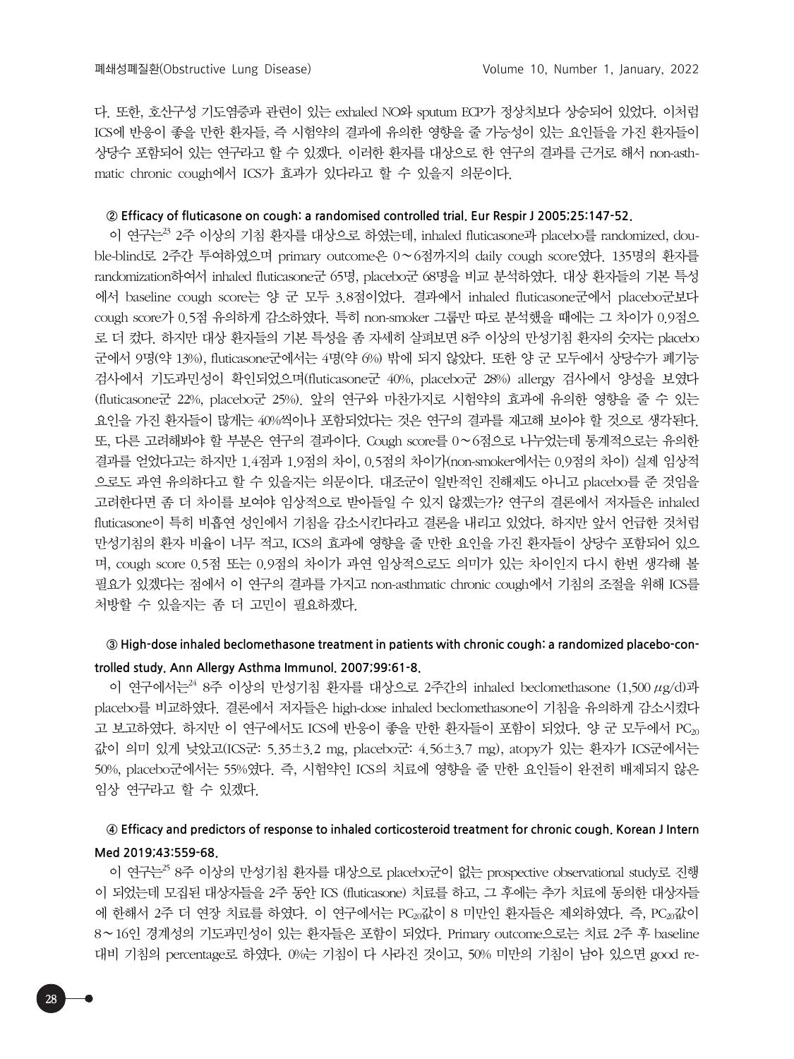다. 또한, 호산구성 기도염증과 관련이 있는 exhaled NO와 sputum ECP가 정상치보다 상승되어 있었다. 이처럼 ICS에 반응이 좋을 만한 환자들, 즉 시험약의 결과에 유의한 영향을 줄 가능성이 있는 요인들을 가진 환자들이 상당수 포함되어 있는 연구라고 할 수 있겠다. 이러한 환자를 대상으로 한 연구의 결과를 근거로 해서 non-asthmatic chronic cough에서 ICS가 효과가 있다라고 할 수 있을지 의문이다.

**② Efficacy of fluticasone on cough: a randomised controlled trial. Eur Respir J 2005;25:147-52.**

이 연구는[23] 2주 이상의 기침 환자를 대상으로 하였는데, inhaled fluticasone과 placebo를 randomized, double-blind로 2주간 투여하였으며 primary outcome은 0~6점까지의 daily cough score였다. 135명의 환자를 randomization하여서 inhaled fluticasone군 65명, placebo군 68명을 비교 분석하였다. 대상 환자들의 기본 특성에서 baseline cough score는 양 군 모두 3.8점이었다. 결과에서 inhaled fluticasone군에서 placebo군보다 cough score가 0.5점 유의하게 감소하였다. 특히 non-smoker 그룹만 따로 분석했을 때에는 그 차이가 0.9점으로 더 컸다. 하지만 대상 환자들의 기본 특성을 좀 자세히 살펴보면 8주 이상의 만성기침 환자의 숫자는 placebo군에서 9명(약 13%), fluticasone군에서는 4명(약 6%) 밖에 되지 않았다. 또한 양 군 모두에서 상당수가 폐기능 검사에서 기도과민성이 확인되었으며(fluticasone군 40%, placebo군 28%) allergy 검사에서 양성을 보였다(fluticasone군 22%, placebo군 25%). 앞의 연구와 마찬가지로 시험약의 효과에 유의한 영향을 줄 수 있는 요인을 가진 환자들이 많게는 40%씩이나 포함되었다는 것은 연구의 결과를 재고해 보아야 할 것으로 생각된다. 또, 다른 고려해봐야 할 부분은 연구의 결과이다. Cough score를 0~6점으로 나누었는데 통계적으로는 유의한 결과를 얻었다고는 하지만 1.4점과 1.9점의 차이, 0.5점의 차이가(non-smoker에서는 0.9점의 차이) 실제 임상적으로도 과연 유의하다고 할 수 있을지는 의문이다. 대조군이 일반적인 진해제도 아니고 placebo를 준 것임을 고려한다면 좀 더 차이를 보여야 임상적으로 받아들일 수 있지 않겠는가? 연구의 결론에서 저자들은 inhaled fluticasone이 특히 비흡연 성인에서 기침을 감소시킨다라고 결론을 내리고 있었다. 하지만 앞서 언급한 것처럼 만성기침의 환자 비율이 너무 적고, ICS의 효과에 영향을 줄 만한 요인을 가진 환자들이 상당수 포함되어 있으며, cough score 0.5점 또는 0.9점의 차이가 과연 임상적으로도 의미가 있는 차이인지 다시 한번 생각해 볼 필요가 있겠다는 점에서 이 연구의 결과를 가지고 non-asthmatic chronic cough에서 기침의 조절을 위해 ICS를 처방할 수 있을지는 좀 더 고민이 필요하겠다.

**③ High-dose inhaled beclomethasone treatment in patients with chronic cough: a randomized placebo-controlled study. Ann Allergy Asthma Immunol. 2007;99:61-8.**

이 연구에서는[24] 8주 이상의 만성기침 환자를 대상으로 2주간의 inhaled beclomethasone (1,500 $\mu$g/d)과 placebo를 비교하였다. 결론에서 저자들은 high-dose inhaled beclomethasone이 기침을 유의하게 감소시켰다고 보고하였다. 하지만 이 연구에서도 ICS에 반응이 좋을 만한 환자들이 포함이 되었다. 양 군 모두에서 $PC_{20}$ 값이 의미 있게 낮았고(ICS군: 5.35±3.2 mg, placebo군: 4.56±3.7 mg), atopy가 있는 환자가 ICS군에서는 50%, placebo군에서는 55%였다. 즉, 시험약인 ICS의 치료에 영향을 줄 만한 요인들이 완전히 배제되지 않은 임상 연구라고 할 수 있겠다.

**④ Efficacy and predictors of response to inhaled corticosteroid treatment for chronic cough. Korean J Intern Med 2019;43:559-68.**

이 연구는[25] 8주 이상의 만성기침 환자를 대상으로 placebo군이 없는 prospective observational study로 진행이 되었는데 모집된 대상자들을 2주 동안 ICS (fluticasone) 치료를 하고, 그 후에는 추가 치료에 동의한 대상자들에 한해서 2주 더 연장 치료를 하였다. 이 연구에서는 $PC_{20}$값이 8 미만인 환자들은 제외하였다. 즉, $PC_{20}$값이 8~16인 경계성의 기도과민성이 있는 환자들은 포함이 되었다. Primary outcome으로는 치료 2주 후 baseline 대비 기침의 percentage로 하였다. 0%는 기침이 다 사라진 것이고, 50% 미만의 기침이 남아 있으면 good re-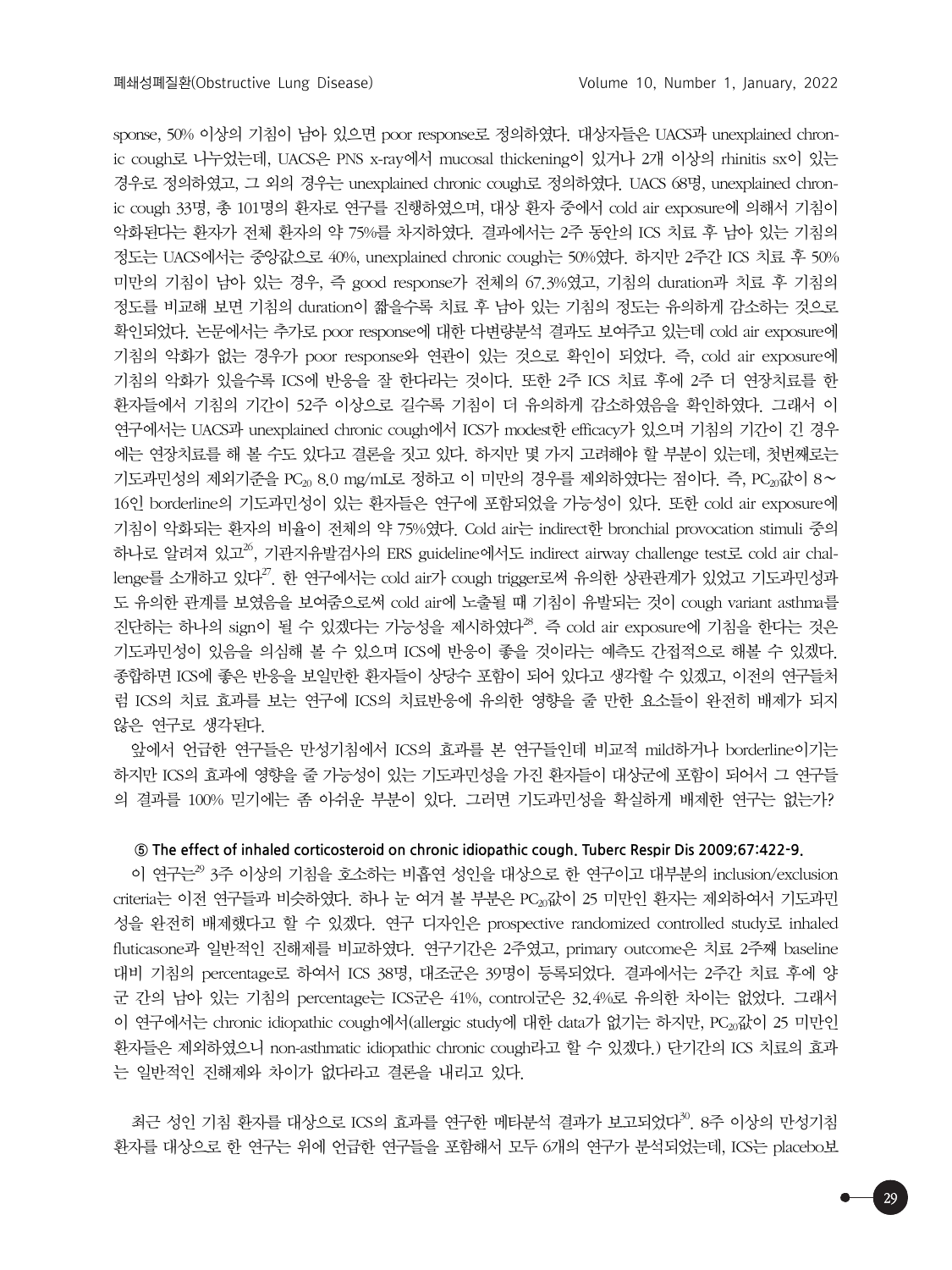sponse, 50% 이상의 기침이 남아 있으면 poor response로 정의하였다. 대상자들은 UACS과 unexplained chronic cough로 나누었는데, UACS은 PNS x-ray에서 mucosal thickening이 있거나 2개 이상의 rhinitis sx이 있는 경우로 정의하였고, 그 외의 경우는 unexplained chronic cough로 정의하였다. UACS 68명, unexplained chronic cough 33명, 총 101명의 환자로 연구를 진행하였으며, 대상 환자 중에서 cold air exposure에 의해서 기침이 악화된다는 환자가 전체 환자의 약 75%를 차지하였다. 결과에서는 2주 동안의 ICS 치료 후 남아 있는 기침의 정도는 UACS에서는 중앙값으로 40%, unexplained chronic cough는 50%였다. 하지만 2주간 ICS 치료 후 50% 미만의 기침이 남아 있는 경우, 즉 good response가 전체의 67.3%였고, 기침의 duration과 치료 후 기침의 정도를 비교해 보면 기침의 duration이 짧을수록 치료 후 남아 있는 기침의 정도는 유의하게 감소하는 것으로 확인되었다. 논문에서는 추가로 poor response에 대한 다변량분석 결과도 보여주고 있는데 cold air exposure에 기침의 악화가 없는 경우가 poor response와 연관이 있는 것으로 확인이 되었다. 즉, cold air exposure에 기침의 악화가 있을수록 ICS에 반응을 잘 한다라는 것이다. 또한 2주 ICS 치료 후에 2주 더 연장치료를 한 환자들에서 기침의 기간이 52주 이상으로 길수록 기침이 더 유의하게 감소하였음을 확인하였다. 그래서 이 연구에서는 UACS과 unexplained chronic cough에서 ICS가 modest한 efficacy가 있으며 기침의 기간이 긴 경우에는 연장치료를 해 볼 수도 있다고 결론을 짓고 있다. 하지만 몇 가지 고려해야 할 부분이 있는데, 첫번째로는 기도과민성의 제외기준을 $PC_{20}$ 8.0 mg/mL로 정하고 이 미만의 경우를 제외하였다는 점이다. 즉, $PC_{20}$값이 8~16인 borderline의 기도과민성이 있는 환자들은 연구에 포함되었을 가능성이 있다. 또한 cold air exposure에 기침이 악화되는 환자의 비율이 전체의 약 75%였다. Cold air는 indirect한 bronchial provocation stimuli 중의 하나로 알려져 있고[26], 기관지유발검사의 ERS guideline에서도 indirect airway challenge test로 cold air challenge를 소개하고 있다[27]. 한 연구에서는 cold air가 cough trigger로써 유의한 상관관계가 있었고 기도과민성과도 유의한 관계를 보였음을 보여줌으로써 cold air에 노출될 때 기침이 유발되는 것이 cough variant asthma를 진단하는 하나의 sign이 될 수 있겠다는 가능성을 제시하였다[28]. 즉 cold air exposure에 기침을 한다는 것은 기도과민성이 있음을 의심해 볼 수 있으며 ICS에 반응이 좋을 것이라는 예측도 간접적으로 해볼 수 있겠다. 종합하면 ICS에 좋은 반응을 보일만한 환자들이 상당수 포함이 되어 있다고 생각할 수 있겠고, 이전의 연구들처럼 ICS의 치료 효과를 보는 연구에 ICS의 치료반응에 유의한 영향을 줄 만한 요소들이 완전히 배제가 되지 않은 연구로 생각된다.

앞에서 언급한 연구들은 만성기침에서 ICS의 효과를 본 연구들인데 비교적 mild하거나 borderline이기는 하지만 ICS의 효과에 영향을 줄 가능성이 있는 기도과민성을 가진 환자들이 대상군에 포함이 되어서 그 연구들의 결과를 100% 믿기에는 좀 아쉬운 부분이 있다. 그러면 기도과민성을 확실하게 배제한 연구는 없는가?

**⑤ The effect of inhaled corticosteroid on chronic idiopathic cough. Tuberc Respir Dis 2009;67:422-9.**

이 연구는[29] 3주 이상의 기침을 호소하는 비흡연 성인을 대상으로 한 연구이고 대부분의 inclusion/exclusion criteria는 이전 연구들과 비슷하였다. 하나 눈 여겨 볼 부분은 $PC_{20}$값이 25 미만인 환자는 제외하여서 기도과민성을 완전히 배제했다고 할 수 있겠다. 연구 디자인은 prospective randomized controlled study로 inhaled fluticasone과 일반적인 진해제를 비교하였다. 연구기간은 2주였고, primary outcome은 치료 2주째 baseline 대비 기침의 percentage로 하여서 ICS 38명, 대조군은 39명이 등록되었다. 결과에서는 2주간 치료 후에 양 군 간의 남아 있는 기침의 percentage는 ICS군은 41%, control군은 32.4%로 유의한 차이는 없었다. 그래서 이 연구에서는 chronic idiopathic cough에서(allergic study에 대한 data가 없기는 하지만, $PC_{20}$값이 25 미만인 환자들은 제외하였으니 non-asthmatic idiopathic chronic cough라고 할 수 있겠다.) 단기간의 ICS 치료의 효과는 일반적인 진해제와 차이가 없다라고 결론을 내리고 있다.

최근 성인 기침 환자를 대상으로 ICS의 효과를 연구한 메타분석 결과가 보고되었다[30]. 8주 이상의 만성기침 환자를 대상으로 한 연구는 위에 언급한 연구들을 포함해서 모두 6개의 연구가 분석되었는데, ICS는 placebo보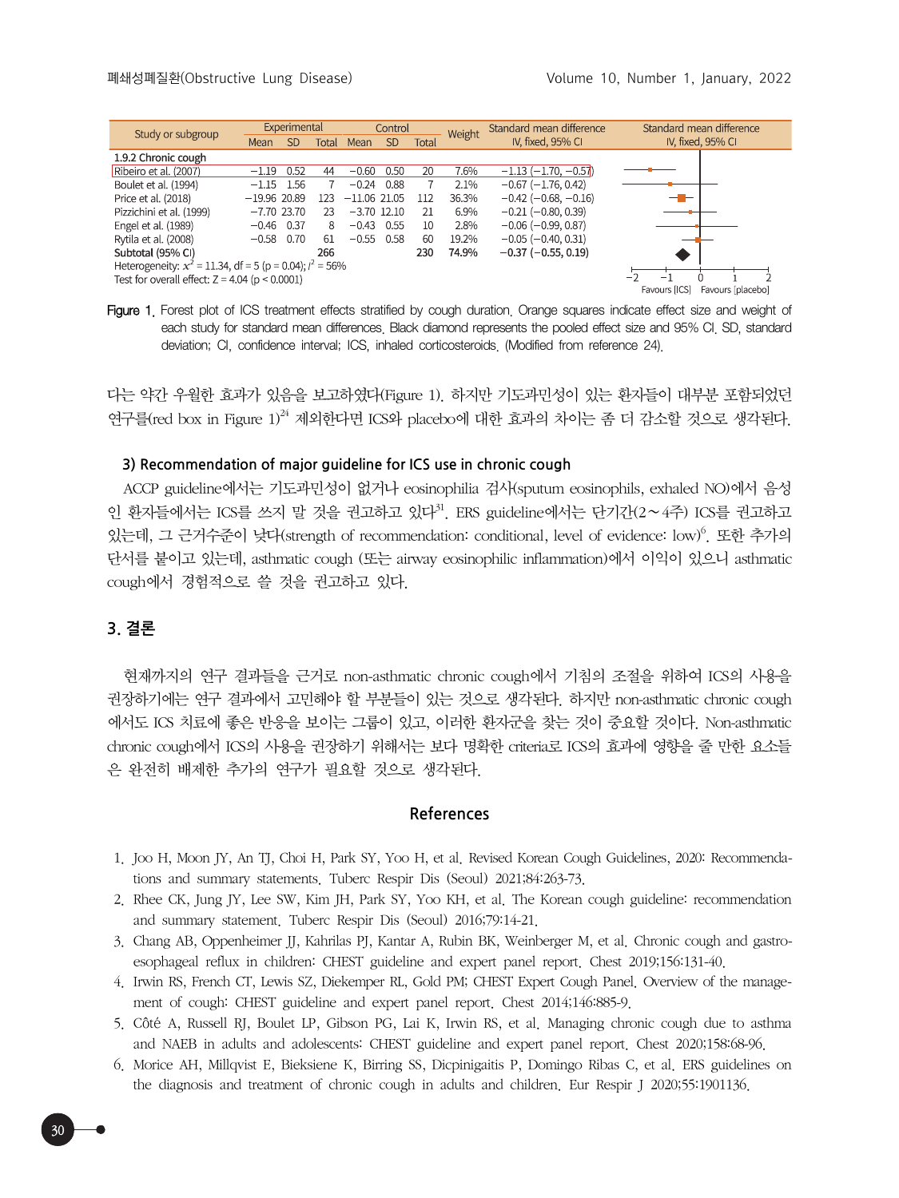| Study or subgroup | Experimental | | | Control | | | Weight | Standard mean difference | Standard mean difference |
|---|---|---|---|---|---|---|---|---|---|
| | Mean | SD | Total | Mean | SD | Total | | IV, fixed, 95% CI | IV, fixed, 95% CI |
| **1.9.2 Chronic cough** | | | | | | | | | |
| Ribeiro et al. (2007) | −1.19 | 0.52 | 44 | −0.60 | 0.50 | 20 | 7.6% | −1.13 (−1.70, −0.57) | |
| Boulet et al. (1994) | −1.15 | 1.56 | 7 | −0.24 | 0.88 | 7 | 2.1% | −0.67 (−1.76, 0.42) | |
| Price et al. (2018) | −19.96 | 20.89 | 123 | −11.06 | 21.05 | 112 | 36.3% | −0.42 (−0.68, −0.16) | |
| Pizzichini et al. (1999) | −7.70 | 23.70 | 23 | −3.70 | 12.10 | 21 | 6.9% | −0.21 (−0.80, 0.39) | |
| Engel et al. (1989) | −0.46 | 0.37 | 8 | −0.43 | 0.55 | 10 | 2.8% | −0.06 (−0.99, 0.87) | |
| Rytila et al. (2008) | −0.58 | 0.70 | 61 | −0.55 | 0.58 | 60 | 19.2% | −0.05 (−0.40, 0.31) | |
| **Subtotal (95% CI)** | | | **266** | | | **230** | **74.9%** | **−0.37 (−0.55, 0.19)** | |
| Heterogeneity: $x^2$ = 11.34, df = 5 (p = 0.04); $I^2$ = 56% | | | | | | | | | |
| Test for overall effect: Z = 4.04 (p < 0.0001) | | | | | | | | | −2 −1 0 1 2 Favours [ICS] Favours [placebo] |

**Figure 1.** Forest plot of ICS treatment effects stratified by cough duration. Orange squares indicate effect size and weight of each study for standard mean differences. Black diamond represents the pooled effect size and 95% CI. SD, standard deviation; CI, confidence interval; ICS, inhaled corticosteroids. (Modified from reference 24).

다는 약간 우월한 효과가 있음을 보고하였다(Figure 1). 하지만 기도과민성이 있는 환자들이 대부분 포함되었던 연구를(red box in Figure 1)[24] 제외한다면 ICS와 placebo에 대한 효과의 차이는 좀 더 감소할 것으로 생각된다.

### 3) Recommendation of major guideline for ICS use in chronic cough

ACCP guideline에서는 기도과민성이 없거나 eosinophilia 검사(sputum eosinophils, exhaled NO)에서 음성인 환자들에서는 ICS를 쓰지 말 것을 권고하고 있다[31]. ERS guideline에서는 단기간(2~4주) ICS를 권고하고 있는데, 그 근거수준이 낮다(strength of recommendation: conditional, level of evidence: low)[6]. 또한 추가의 단서를 붙이고 있는데, asthmatic cough (또는 airway eosinophilic inflammation)에서 이익이 있으니 asthmatic cough에서 경험적으로 쓸 것을 권고하고 있다.

## 3. 결론

현재까지의 연구 결과들을 근거로 non-asthmatic chronic cough에서 기침의 조절을 위하여 ICS의 사용을 권장하기에는 연구 결과에서 고민해야 할 부분들이 있는 것으로 생각된다. 하지만 non-asthmatic chronic cough에서도 ICS 치료에 좋은 반응을 보이는 그룹이 있고, 이러한 환자군을 찾는 것이 중요할 것이다. Non-asthmatic chronic cough에서 ICS의 사용을 권장하기 위해서는 보다 명확한 criteria로 ICS의 효과에 영향을 줄 만한 요소들은 완전히 배제한 추가의 연구가 필요할 것으로 생각된다.

## References

1. Joo H, Moon JY, An TJ, Choi H, Park SY, Yoo H, et al. Revised Korean Cough Guidelines, 2020: Recommendations and summary statements. Tuberc Respir Dis (Seoul) 2021;84:263-73.
2. Rhee CK, Jung JY, Lee SW, Kim JH, Park SY, Yoo KH, et al. The Korean cough guideline: recommendation and summary statement. Tuberc Respir Dis (Seoul) 2016;79:14-21.
3. Chang AB, Oppenheimer JJ, Kahrilas PJ, Kantar A, Rubin BK, Weinberger M, et al. Chronic cough and gastroesophageal reflux in children: CHEST guideline and expert panel report. Chest 2019;156:131-40.
4. Irwin RS, French CT, Lewis SZ, Diekemper RL, Gold PM; CHEST Expert Cough Panel. Overview of the management of cough: CHEST guideline and expert panel report. Chest 2014;146:885-9.
5. Côté A, Russell RJ, Boulet LP, Gibson PG, Lai K, Irwin RS, et al. Managing chronic cough due to asthma and NAEB in adults and adolescents: CHEST guideline and expert panel report. Chest 2020;158:68-96.
6. Morice AH, Millqvist E, Bieksiene K, Birring SS, Dicpinigaitis P, Domingo Ribas C, et al. ERS guidelines on the diagnosis and treatment of chronic cough in adults and children. Eur Respir J 2020;55:1901136.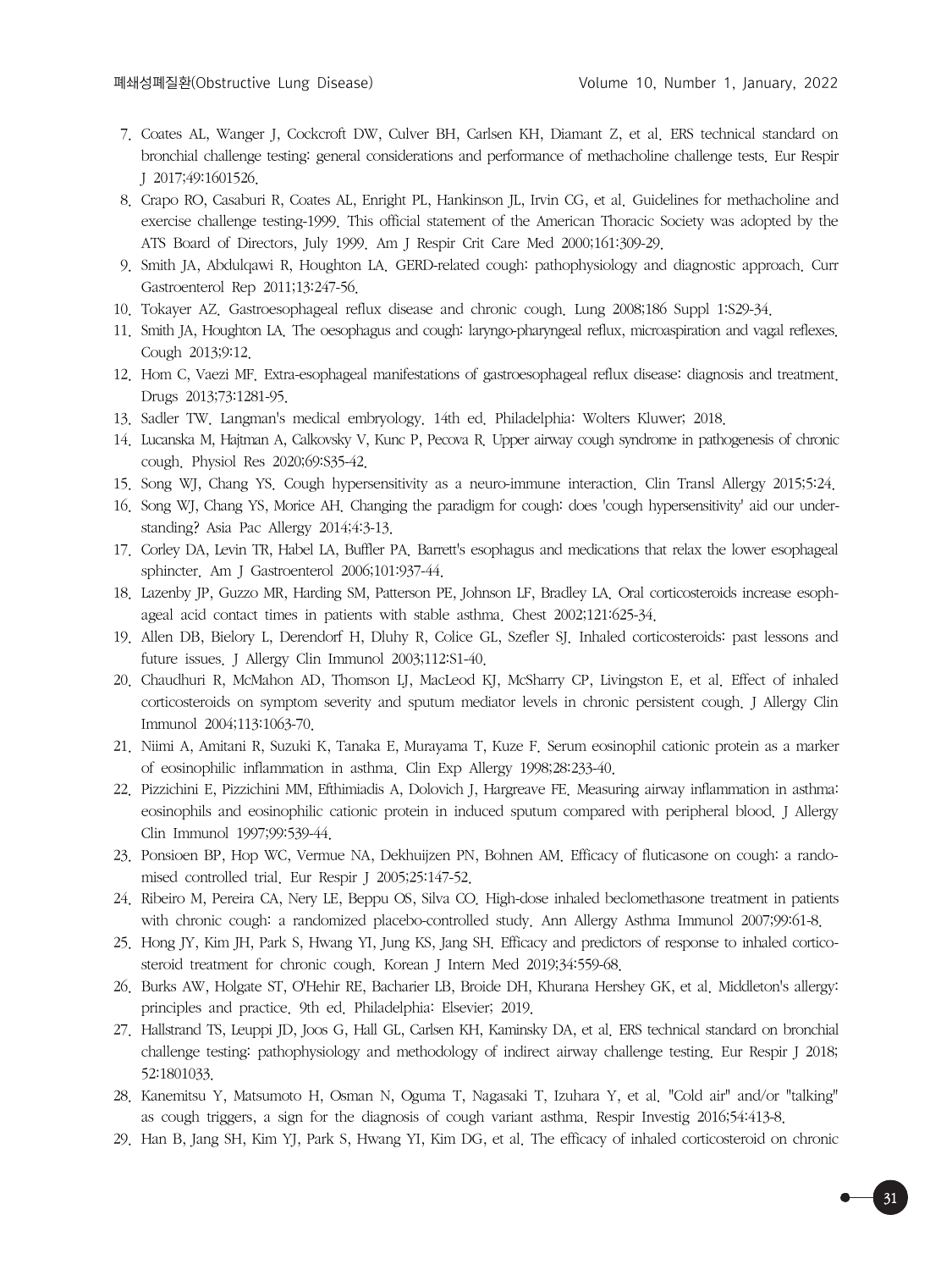7. Coates AL, Wanger J, Cockcroft DW, Culver BH, Carlsen KH, Diamant Z, et al. ERS technical standard on bronchial challenge testing: general considerations and performance of methacholine challenge tests. Eur Respir J 2017;49:1601526.
8. Crapo RO, Casaburi R, Coates AL, Enright PL, Hankinson JL, Irvin CG, et al. Guidelines for methacholine and exercise challenge testing-1999. This official statement of the American Thoracic Society was adopted by the ATS Board of Directors, July 1999. Am J Respir Crit Care Med 2000;161:309-29.
9. Smith JA, Abdulqawi R, Houghton LA. GERD-related cough: pathophysiology and diagnostic approach. Curr Gastroenterol Rep 2011;13:247-56.
10. Tokayer AZ. Gastroesophageal reflux disease and chronic cough. Lung 2008;186 Suppl 1:S29-34.
11. Smith JA, Houghton LA. The oesophagus and cough: laryngo-pharyngeal reflux, microaspiration and vagal reflexes. Cough 2013;9:12.
12. Hom C, Vaezi MF. Extra-esophageal manifestations of gastroesophageal reflux disease: diagnosis and treatment. Drugs 2013;73:1281-95.
13. Sadler TW. Langman's medical embryology. 14th ed. Philadelphia: Wolters Kluwer; 2018.
14. Lucanska M, Hajtman A, Calkovsky V, Kunc P, Pecova R. Upper airway cough syndrome in pathogenesis of chronic cough. Physiol Res 2020;69:S35-42.
15. Song WJ, Chang YS. Cough hypersensitivity as a neuro-immune interaction. Clin Transl Allergy 2015;5:24.
16. Song WJ, Chang YS, Morice AH. Changing the paradigm for cough: does 'cough hypersensitivity' aid our understanding? Asia Pac Allergy 2014;4:3-13.
17. Corley DA, Levin TR, Habel LA, Buffler PA. Barrett's esophagus and medications that relax the lower esophageal sphincter. Am J Gastroenterol 2006;101:937-44.
18. Lazenby JP, Guzzo MR, Harding SM, Patterson PE, Johnson LF, Bradley LA. Oral corticosteroids increase esophageal acid contact times in patients with stable asthma. Chest 2002;121:625-34.
19. Allen DB, Bielory L, Derendorf H, Dluhy R, Colice GL, Szefler SJ. Inhaled corticosteroids: past lessons and future issues. J Allergy Clin Immunol 2003;112:S1-40.
20. Chaudhuri R, McMahon AD, Thomson LJ, MacLeod KJ, McSharry CP, Livingston E, et al. Effect of inhaled corticosteroids on symptom severity and sputum mediator levels in chronic persistent cough. J Allergy Clin Immunol 2004;113:1063-70.
21. Niimi A, Amitani R, Suzuki K, Tanaka E, Murayama T, Kuze F. Serum eosinophil cationic protein as a marker of eosinophilic inflammation in asthma. Clin Exp Allergy 1998;28:233-40.
22. Pizzichini E, Pizzichini MM, Efthimiadis A, Dolovich J, Hargreave FE. Measuring airway inflammation in asthma: eosinophils and eosinophilic cationic protein in induced sputum compared with peripheral blood. J Allergy Clin Immunol 1997;99:539-44.
23. Ponsioen BP, Hop WC, Vermue NA, Dekhuijzen PN, Bohnen AM. Efficacy of fluticasone on cough: a randomised controlled trial. Eur Respir J 2005;25:147-52.
24. Ribeiro M, Pereira CA, Nery LE, Beppu OS, Silva CO. High-dose inhaled beclomethasone treatment in patients with chronic cough: a randomized placebo-controlled study. Ann Allergy Asthma Immunol 2007;99:61-8.
25. Hong JY, Kim JH, Park S, Hwang YI, Jung KS, Jang SH. Efficacy and predictors of response to inhaled corticosteroid treatment for chronic cough. Korean J Intern Med 2019;34:559-68.
26. Burks AW, Holgate ST, O'Hehir RE, Bacharier LB, Broide DH, Khurana Hershey GK, et al. Middleton's allergy: principles and practice. 9th ed. Philadelphia: Elsevier; 2019.
27. Hallstrand TS, Leuppi JD, Joos G, Hall GL, Carlsen KH, Kaminsky DA, et al. ERS technical standard on bronchial challenge testing: pathophysiology and methodology of indirect airway challenge testing. Eur Respir J 2018; 52:1801033.
28. Kanemitsu Y, Matsumoto H, Osman N, Oguma T, Nagasaki T, Izuhara Y, et al. "Cold air" and/or "talking" as cough triggers, a sign for the diagnosis of cough variant asthma. Respir Investig 2016;54:413-8.
29. Han B, Jang SH, Kim YJ, Park S, Hwang YI, Kim DG, et al. The efficacy of inhaled corticosteroid on chronic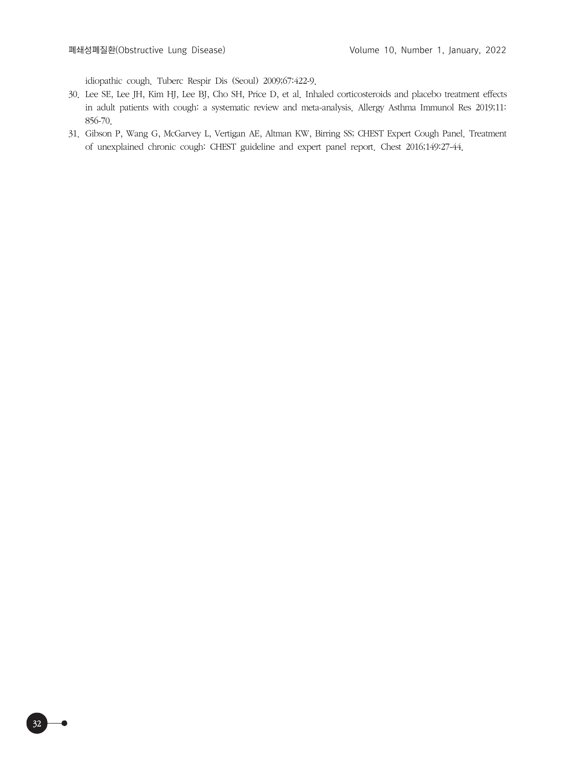idiopathic cough. Tuberc Respir Dis (Seoul) 2009;67:422-9.

30. Lee SE, Lee JH, Kim HJ, Lee BJ, Cho SH, Price D, et al. Inhaled corticosteroids and placebo treatment effects in adult patients with cough: a systematic review and meta-analysis. Allergy Asthma Immunol Res 2019;11: 856-70.
31. Gibson P, Wang G, McGarvey L, Vertigan AE, Altman KW, Birring SS; CHEST Expert Cough Panel. Treatment of unexplained chronic cough: CHEST guideline and expert panel report. Chest 2016;149:27-44.